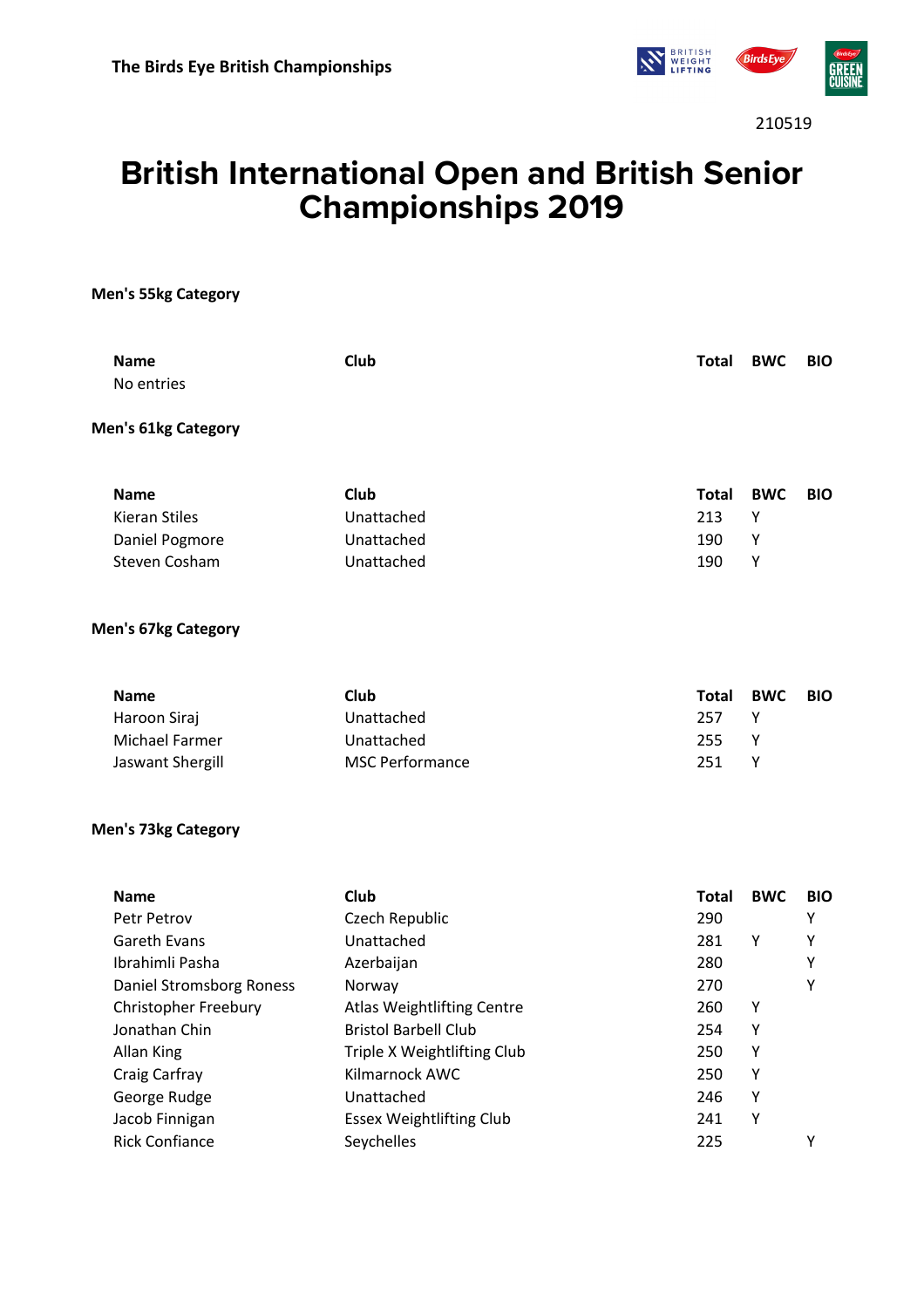The Birds Eye British Championships

210519

# British International Open and British Senior Championships 2019

**Men's 55kg Category**

| Name | Club | Total | BWC | BIO |
|---|---|---|---|---|
| No entries | | | | |

**Men's 61kg Category**

| Name | Club | Total | BWC | BIO |
|---|---|---|---|---|
| Kieran Stiles | Unattached | 213 | Y | |
| Daniel Pogmore | Unattached | 190 | Y | |
| Steven Cosham | Unattached | 190 | Y | |

**Men's 67kg Category**

| Name | Club | Total | BWC | BIO |
|---|---|---|---|---|
| Haroon Siraj | Unattached | 257 | Y | |
| Michael Farmer | Unattached | 255 | Y | |
| Jaswant Shergill | MSC Performance | 251 | Y | |

**Men's 73kg Category**

| Name | Club | Total | BWC | BIO |
|---|---|---|---|---|
| Petr Petrov | Czech Republic | 290 | | Y |
| Gareth Evans | Unattached | 281 | Y | Y |
| Ibrahimli Pasha | Azerbaijan | 280 | | Y |
| Daniel Stromsborg Roness | Norway | 270 | | Y |
| Christopher Freebury | Atlas Weightlifting Centre | 260 | Y | |
| Jonathan Chin | Bristol Barbell Club | 254 | Y | |
| Allan King | Triple X Weightlifting Club | 250 | Y | |
| Craig Carfray | Kilmarnock AWC | 250 | Y | |
| George Rudge | Unattached | 246 | Y | |
| Jacob Finnigan | Essex Weightlifting Club | 241 | Y | |
| Rick Confiance | Seychelles | 225 | | Y |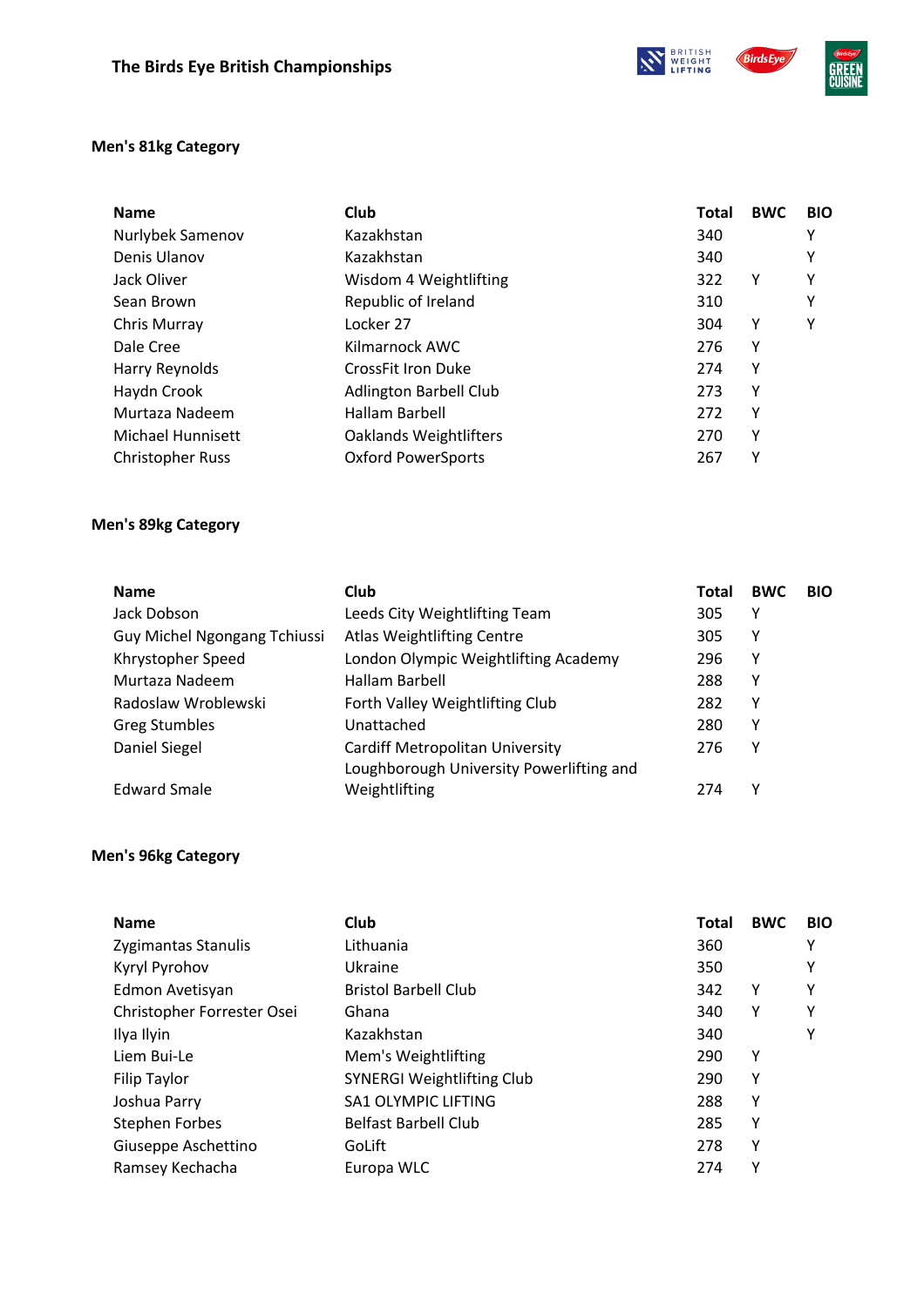## Men's 81kg Category

| Name | Club | Total | BWC | BIO |
|---|---|---|---|---|
| Nurlybek Samenov | Kazakhstan | 340 | | Y |
| Denis Ulanov | Kazakhstan | 340 | | Y |
| Jack Oliver | Wisdom 4 Weightlifting | 322 | Y | Y |
| Sean Brown | Republic of Ireland | 310 | | Y |
| Chris Murray | Locker 27 | 304 | Y | Y |
| Dale Cree | Kilmarnock AWC | 276 | Y | |
| Harry Reynolds | CrossFit Iron Duke | 274 | Y | |
| Haydn Crook | Adlington Barbell Club | 273 | Y | |
| Murtaza Nadeem | Hallam Barbell | 272 | Y | |
| Michael Hunnisett | Oaklands Weightlifters | 270 | Y | |
| Christopher Russ | Oxford PowerSports | 267 | Y | |

## Men's 89kg Category

| Name | Club | Total | BWC | BIO |
|---|---|---|---|---|
| Jack Dobson | Leeds City Weightlifting Team | 305 | Y | |
| Guy Michel Ngongang Tchiussi | Atlas Weightlifting Centre | 305 | Y | |
| Khrystopher Speed | London Olympic Weightlifting Academy | 296 | Y | |
| Murtaza Nadeem | Hallam Barbell | 288 | Y | |
| Radoslaw Wroblewski | Forth Valley Weightlifting Club | 282 | Y | |
| Greg Stumbles | Unattached | 280 | Y | |
| Daniel Siegel | Cardiff Metropolitan University | 276 | Y | |
| Edward Smale | Loughborough University Powerlifting and Weightlifting | 274 | Y | |

## Men's 96kg Category

| Name | Club | Total | BWC | BIO |
|---|---|---|---|---|
| Zygimantas Stanulis | Lithuania | 360 | | Y |
| Kyryl Pyrohov | Ukraine | 350 | | Y |
| Edmon Avetisyan | Bristol Barbell Club | 342 | Y | Y |
| Christopher Forrester Osei | Ghana | 340 | Y | Y |
| Ilya Ilyin | Kazakhstan | 340 | | Y |
| Liem Bui-Le | Mem's Weightlifting | 290 | Y | |
| Filip Taylor | SYNERGI Weightlifting Club | 290 | Y | |
| Joshua Parry | SA1 OLYMPIC LIFTING | 288 | Y | |
| Stephen Forbes | Belfast Barbell Club | 285 | Y | |
| Giuseppe Aschettino | GoLift | 278 | Y | |
| Ramsey Kechacha | Europa WLC | 274 | Y | |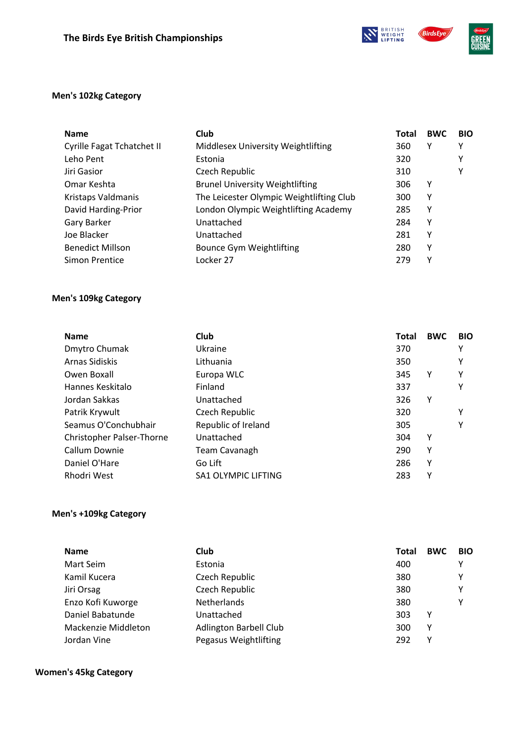## Men's 102kg Category

| Name | Club | Total | BWC | BIO |
|---|---|---|---|---|
| Cyrille Fagat Tchatchet II | Middlesex University Weightlifting | 360 | Y | Y |
| Leho Pent | Estonia | 320 | | Y |
| Jiri Gasior | Czech Republic | 310 | | Y |
| Omar Keshta | Brunel University Weightlifting | 306 | Y | |
| Kristaps Valdmanis | The Leicester Olympic Weightlifting Club | 300 | Y | |
| David Harding-Prior | London Olympic Weightlifting Academy | 285 | Y | |
| Gary Barker | Unattached | 284 | Y | |
| Joe Blacker | Unattached | 281 | Y | |
| Benedict Millson | Bounce Gym Weightlifting | 280 | Y | |
| Simon Prentice | Locker 27 | 279 | Y | |

## Men's 109kg Category

| Name | Club | Total | BWC | BIO |
|---|---|---|---|---|
| Dmytro Chumak | Ukraine | 370 | | Y |
| Arnas Sidiskis | Lithuania | 350 | | Y |
| Owen Boxall | Europa WLC | 345 | Y | Y |
| Hannes Keskitalo | Finland | 337 | | Y |
| Jordan Sakkas | Unattached | 326 | Y | |
| Patrik Krywult | Czech Republic | 320 | | Y |
| Seamus O'Conchubhair | Republic of Ireland | 305 | | Y |
| Christopher Palser-Thorne | Unattached | 304 | Y | |
| Callum Downie | Team Cavanagh | 290 | Y | |
| Daniel O'Hare | Go Lift | 286 | Y | |
| Rhodri West | SA1 OLYMPIC LIFTING | 283 | Y | |

## Men's +109kg Category

| Name | Club | Total | BWC | BIO |
|---|---|---|---|---|
| Mart Seim | Estonia | 400 | | Y |
| Kamil Kucera | Czech Republic | 380 | | Y |
| Jiri Orsag | Czech Republic | 380 | | Y |
| Enzo Kofi Kuworge | Netherlands | 380 | | Y |
| Daniel Babatunde | Unattached | 303 | Y | |
| Mackenzie Middleton | Adlington Barbell Club | 300 | Y | |
| Jordan Vine | Pegasus Weightlifting | 292 | Y | |

## Women's 45kg Category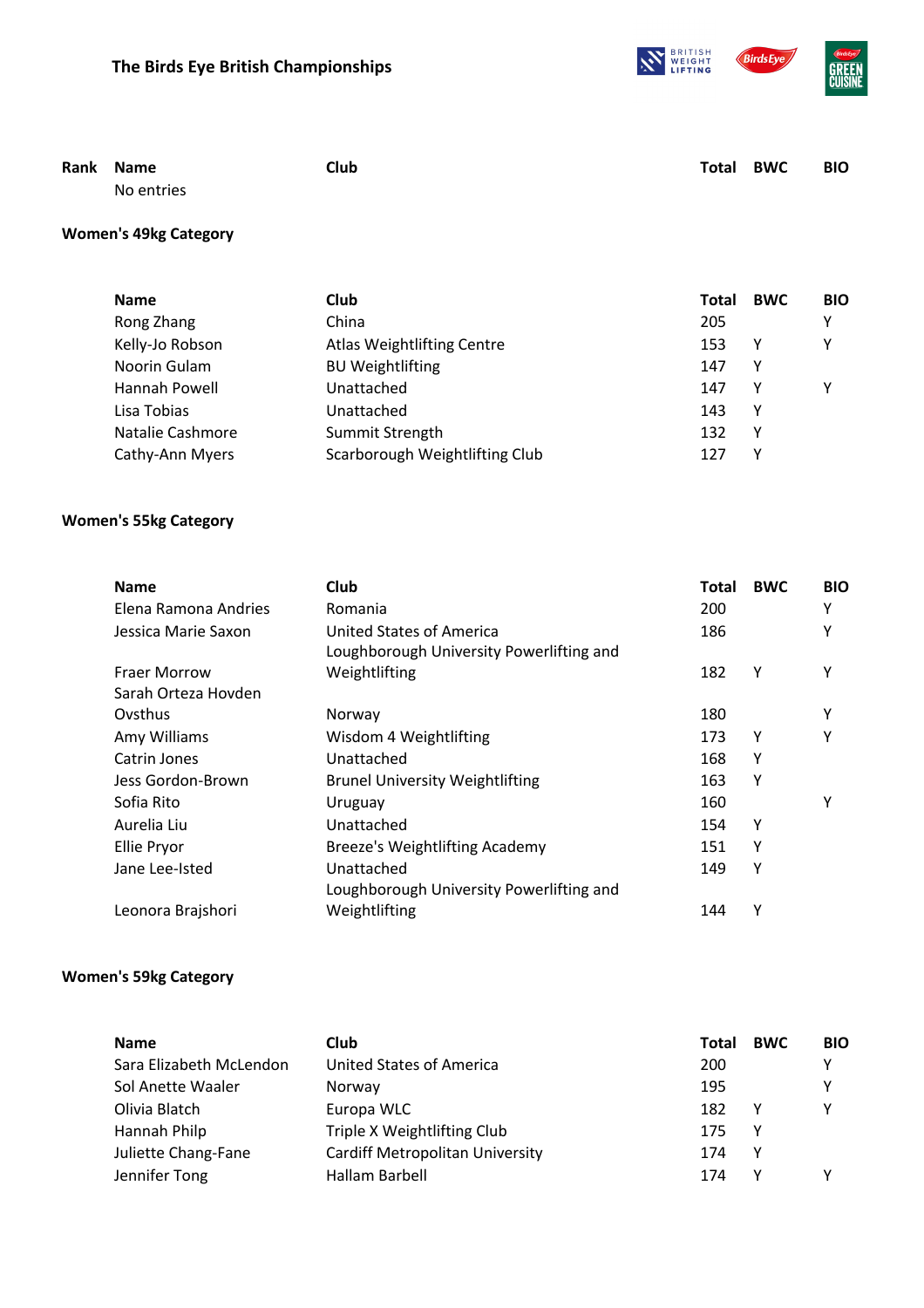## The Birds Eye British Championships

| Rank | Name | Club | Total | BWC | BIO |
|---|---|---|---|---|---|
| | No entries | | | | |

### Women's 49kg Category

| Name | Club | Total | BWC | BIO |
|---|---|---|---|---|
| Rong Zhang | China | 205 | | Y |
| Kelly-Jo Robson | Atlas Weightlifting Centre | 153 | Y | Y |
| Noorin Gulam | BU Weightlifting | 147 | Y | |
| Hannah Powell | Unattached | 147 | Y | Y |
| Lisa Tobias | Unattached | 143 | Y | |
| Natalie Cashmore | Summit Strength | 132 | Y | |
| Cathy-Ann Myers | Scarborough Weightlifting Club | 127 | Y | |

### Women's 55kg Category

| Name | Club | Total | BWC | BIO |
|---|---|---|---|---|
| Elena Ramona Andries | Romania | 200 | | Y |
| Jessica Marie Saxon | United States of America | 186 | | Y |
| Fraer Morrow | Loughborough University Powerlifting and Weightlifting | 182 | Y | Y |
| Sarah Orteza Hovden Ovsthus | Norway | 180 | | Y |
| Amy Williams | Wisdom 4 Weightlifting | 173 | Y | Y |
| Catrin Jones | Unattached | 168 | Y | |
| Jess Gordon-Brown | Brunel University Weightlifting | 163 | Y | |
| Sofia Rito | Uruguay | 160 | | Y |
| Aurelia Liu | Unattached | 154 | Y | |
| Ellie Pryor | Breeze's Weightlifting Academy | 151 | Y | |
| Jane Lee-Isted | Unattached | 149 | Y | |
| Leonora Brajshori | Loughborough University Powerlifting and Weightlifting | 144 | Y | |

### Women's 59kg Category

| Name | Club | Total | BWC | BIO |
|---|---|---|---|---|
| Sara Elizabeth McLendon | United States of America | 200 | | Y |
| Sol Anette Waaler | Norway | 195 | | Y |
| Olivia Blatch | Europa WLC | 182 | Y | Y |
| Hannah Philp | Triple X Weightlifting Club | 175 | Y | |
| Juliette Chang-Fane | Cardiff Metropolitan University | 174 | Y | |
| Jennifer Tong | Hallam Barbell | 174 | Y | Y |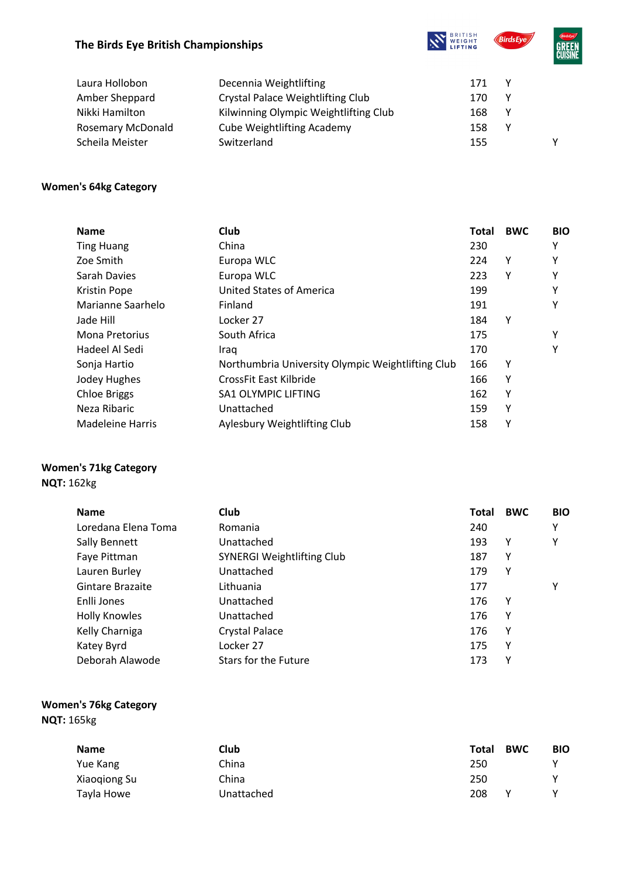| Name | Club | Total | BWC | BIO |
|---|---|---|---|---|
| Laura Hollobon | Decennia Weightlifting | 171 | Y | |
| Amber Sheppard | Crystal Palace Weightlifting Club | 170 | Y | |
| Nikki Hamilton | Kilwinning Olympic Weightlifting Club | 168 | Y | |
| Rosemary McDonald | Cube Weightlifting Academy | 158 | Y | |
| Scheila Meister | Switzerland | 155 | | Y |

**Women's 64kg Category**

| Name | Club | Total | BWC | BIO |
|---|---|---|---|---|
| Ting Huang | China | 230 | | Y |
| Zoe Smith | Europa WLC | 224 | Y | Y |
| Sarah Davies | Europa WLC | 223 | Y | Y |
| Kristin Pope | United States of America | 199 | | Y |
| Marianne Saarhelo | Finland | 191 | | Y |
| Jade Hill | Locker 27 | 184 | Y | |
| Mona Pretorius | South Africa | 175 | | Y |
| Hadeel Al Sedi | Iraq | 170 | | Y |
| Sonja Hartio | Northumbria University Olympic Weightlifting Club | 166 | Y | |
| Jodey Hughes | CrossFit East Kilbride | 166 | Y | |
| Chloe Briggs | SA1 OLYMPIC LIFTING | 162 | Y | |
| Neza Ribaric | Unattached | 159 | Y | |
| Madeleine Harris | Aylesbury Weightlifting Club | 158 | Y | |

**Women's 71kg Category**
**NQT:** 162kg

| Name | Club | Total | BWC | BIO |
|---|---|---|---|---|
| Loredana Elena Toma | Romania | 240 | | Y |
| Sally Bennett | Unattached | 193 | Y | Y |
| Faye Pittman | SYNERGI Weightlifting Club | 187 | Y | |
| Lauren Burley | Unattached | 179 | Y | |
| Gintare Brazaite | Lithuania | 177 | | Y |
| Enlli Jones | Unattached | 176 | Y | |
| Holly Knowles | Unattached | 176 | Y | |
| Kelly Charniga | Crystal Palace | 176 | Y | |
| Katey Byrd | Locker 27 | 175 | Y | |
| Deborah Alawode | Stars for the Future | 173 | Y | |

**Women's 76kg Category**
**NQT:** 165kg

| Name | Club | Total | BWC | BIO |
|---|---|---|---|---|
| Yue Kang | China | 250 | | Y |
| Xiaoqiong Su | China | 250 | | Y |
| Tayla Howe | Unattached | 208 | Y | Y |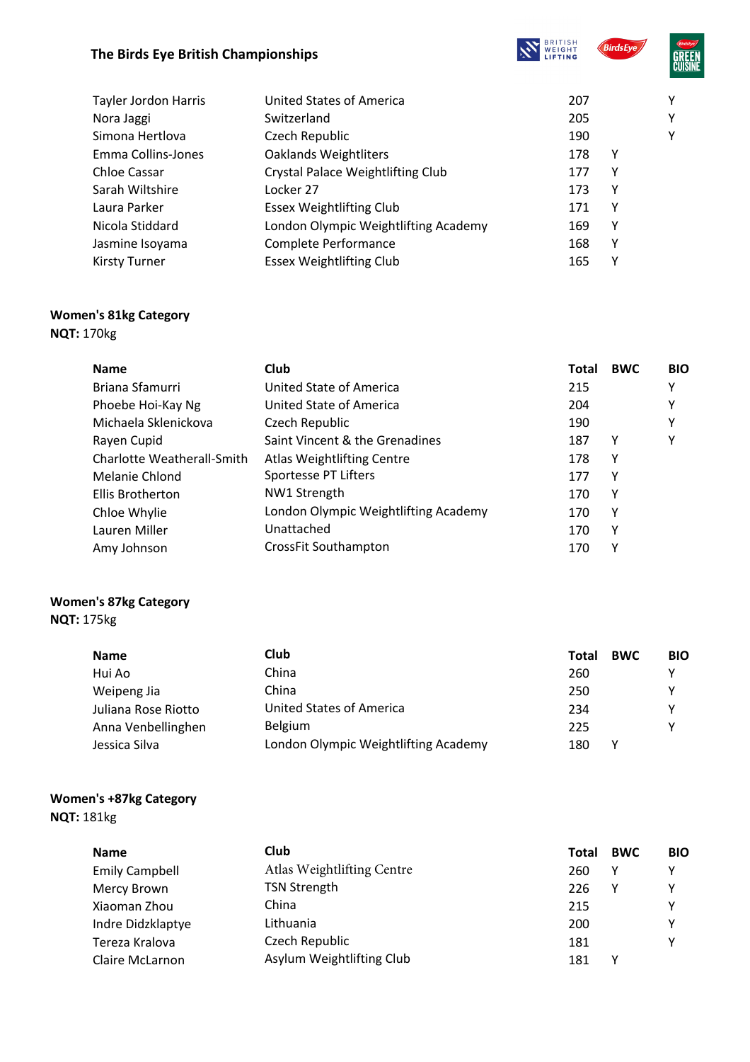| Name | Club | Total | BWC | BIO |
|---|---|---|---|---|
| Tayler Jordon Harris | United States of America | 207 | | Y |
| Nora Jaggi | Switzerland | 205 | | Y |
| Simona Hertlova | Czech Republic | 190 | | Y |
| Emma Collins-Jones | Oaklands Weightliters | 178 | Y | |
| Chloe Cassar | Crystal Palace Weightlifting Club | 177 | Y | |
| Sarah Wiltshire | Locker 27 | 173 | Y | |
| Laura Parker | Essex Weightlifting Club | 171 | Y | |
| Nicola Stiddard | London Olympic Weightlifting Academy | 169 | Y | |
| Jasmine Isoyama | Complete Performance | 168 | Y | |
| Kirsty Turner | Essex Weightlifting Club | 165 | Y | |

**Women's 81kg Category**
**NQT:** 170kg

| Name | Club | Total | BWC | BIO |
|---|---|---|---|---|
| Briana Sfamurri | United State of America | 215 | | Y |
| Phoebe Hoi-Kay Ng | United State of America | 204 | | Y |
| Michaela Sklenickova | Czech Republic | 190 | | Y |
| Rayen Cupid | Saint Vincent & the Grenadines | 187 | Y | Y |
| Charlotte Weatherall-Smith | Atlas Weightlifting Centre | 178 | Y | |
| Melanie Chlond | Sportesse PT Lifters | 177 | Y | |
| Ellis Brotherton | NW1 Strength | 170 | Y | |
| Chloe Whylie | London Olympic Weightlifting Academy | 170 | Y | |
| Lauren Miller | Unattached | 170 | Y | |
| Amy Johnson | CrossFit Southampton | 170 | Y | |

**Women's 87kg Category**
**NQT:** 175kg

| Name | Club | Total | BWC | BIO |
|---|---|---|---|---|
| Hui Ao | China | 260 | | Y |
| Weipeng Jia | China | 250 | | Y |
| Juliana Rose Riotto | United States of America | 234 | | Y |
| Anna Venbellinghen | Belgium | 225 | | Y |
| Jessica Silva | London Olympic Weightlifting Academy | 180 | Y | |

**Women's +87kg Category**
**NQT:** 181kg

| Name | Club | Total | BWC | BIO |
|---|---|---|---|---|
| Emily Campbell | Atlas Weightlifting Centre | 260 | Y | Y |
| Mercy Brown | TSN Strength | 226 | Y | Y |
| Xiaoman Zhou | China | 215 | | Y |
| Indre Didzklaptye | Lithuania | 200 | | Y |
| Tereza Kralova | Czech Republic | 181 | | Y |
| Claire McLarnon | Asylum Weightlifting Club | 181 | Y | |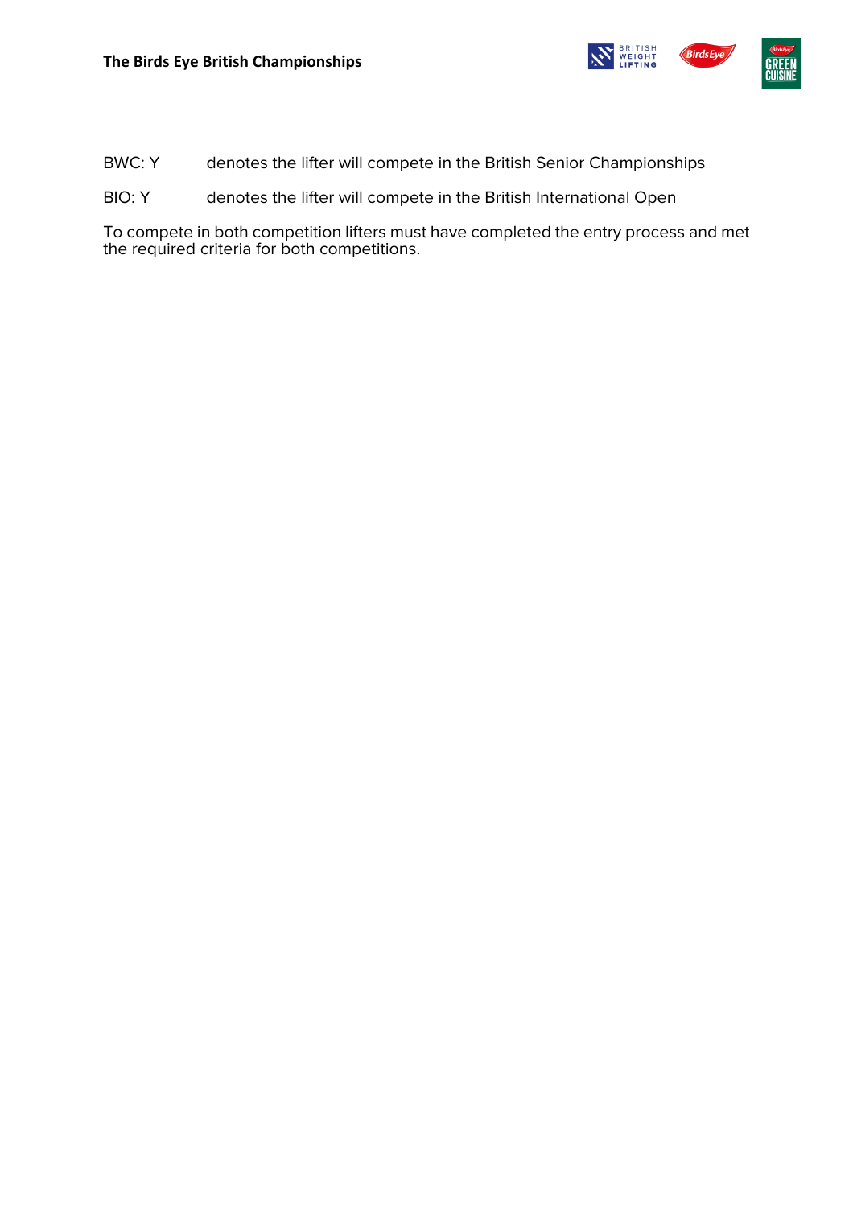BWC: Y denotes the lifter will compete in the British Senior Championships

BIO: Y denotes the lifter will compete in the British International Open

To compete in both competition lifters must have completed the entry process and met the required criteria for both competitions.